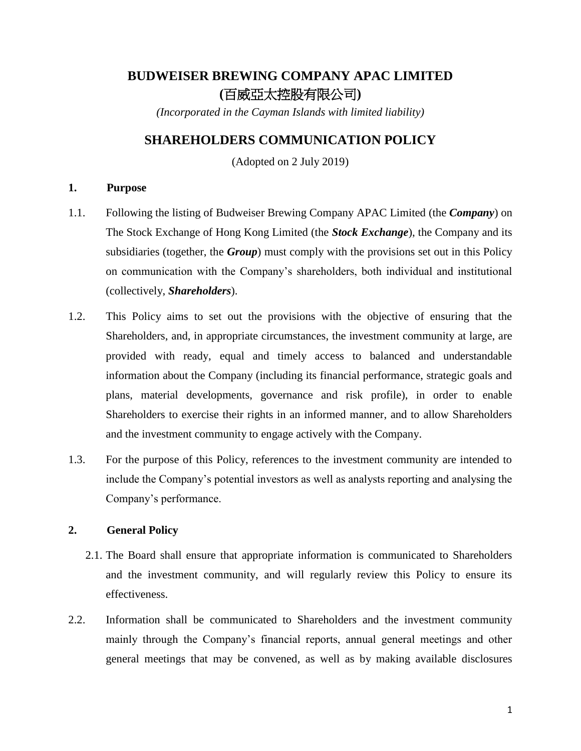# BUDWEISER BREWING COMPANY APAC LIMITED
# (百威亞太控股有限公司)

*(Incorporated in the Cayman Islands with limited liability)*

## SHAREHOLDERS COMMUNICATION POLICY

(Adopted on 2 July 2019)

### 1. Purpose

1.1. Following the listing of Budweiser Brewing Company APAC Limited (the ***Company***) on The Stock Exchange of Hong Kong Limited (the ***Stock Exchange***), the Company and its subsidiaries (together, the ***Group***) must comply with the provisions set out in this Policy on communication with the Company's shareholders, both individual and institutional (collectively, ***Shareholders***).

1.2. This Policy aims to set out the provisions with the objective of ensuring that the Shareholders, and, in appropriate circumstances, the investment community at large, are provided with ready, equal and timely access to balanced and understandable information about the Company (including its financial performance, strategic goals and plans, material developments, governance and risk profile), in order to enable Shareholders to exercise their rights in an informed manner, and to allow Shareholders and the investment community to engage actively with the Company.

1.3. For the purpose of this Policy, references to the investment community are intended to include the Company's potential investors as well as analysts reporting and analysing the Company's performance.

### 2. General Policy

2.1. The Board shall ensure that appropriate information is communicated to Shareholders and the investment community, and will regularly review this Policy to ensure its effectiveness.

2.2. Information shall be communicated to Shareholders and the investment community mainly through the Company's financial reports, annual general meetings and other general meetings that may be convened, as well as by making available disclosures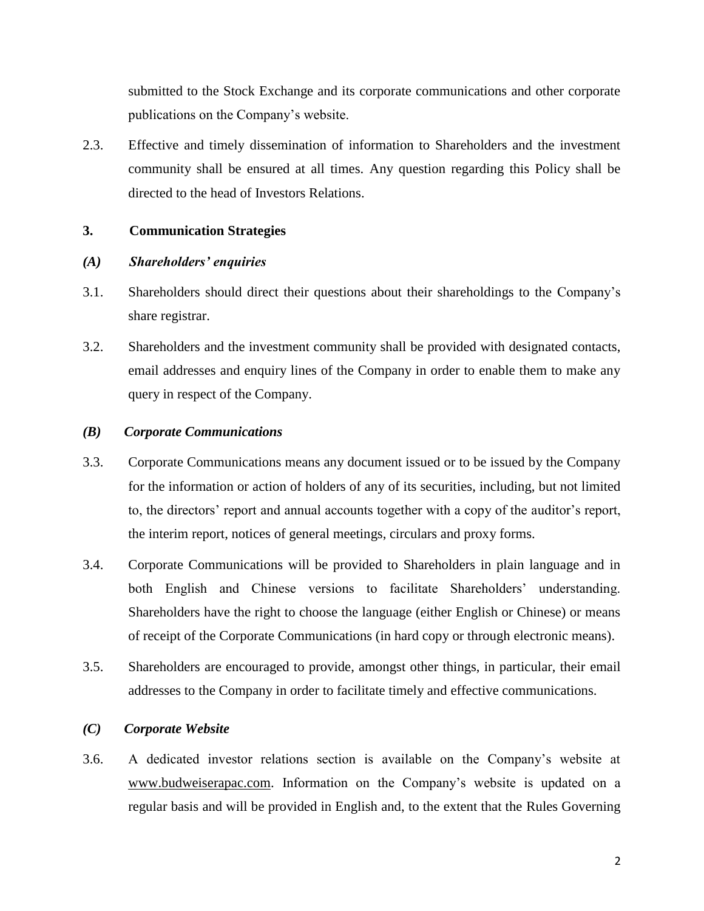submitted to the Stock Exchange and its corporate communications and other corporate publications on the Company's website.

2.3. Effective and timely dissemination of information to Shareholders and the investment community shall be ensured at all times. Any question regarding this Policy shall be directed to the head of Investors Relations.

## 3. Communication Strategies

### *(A) Shareholders' enquiries*

3.1. Shareholders should direct their questions about their shareholdings to the Company's share registrar.

3.2. Shareholders and the investment community shall be provided with designated contacts, email addresses and enquiry lines of the Company in order to enable them to make any query in respect of the Company.

### *(B) Corporate Communications*

3.3. Corporate Communications means any document issued or to be issued by the Company for the information or action of holders of any of its securities, including, but not limited to, the directors' report and annual accounts together with a copy of the auditor's report, the interim report, notices of general meetings, circulars and proxy forms.

3.4. Corporate Communications will be provided to Shareholders in plain language and in both English and Chinese versions to facilitate Shareholders' understanding. Shareholders have the right to choose the language (either English or Chinese) or means of receipt of the Corporate Communications (in hard copy or through electronic means).

3.5. Shareholders are encouraged to provide, amongst other things, in particular, their email addresses to the Company in order to facilitate timely and effective communications.

### *(C) Corporate Website*

3.6. A dedicated investor relations section is available on the Company's website at www.budweiserapac.com. Information on the Company's website is updated on a regular basis and will be provided in English and, to the extent that the Rules Governing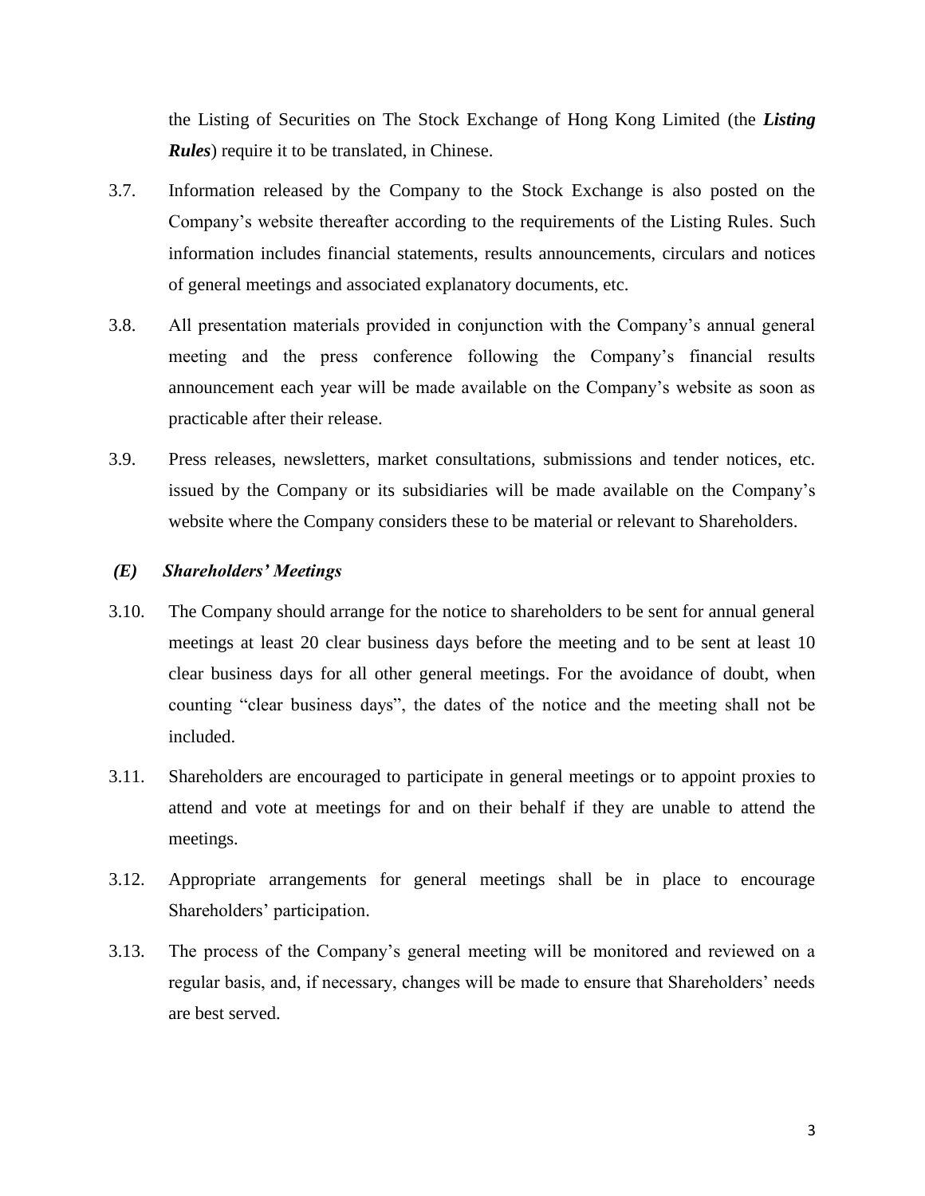the Listing of Securities on The Stock Exchange of Hong Kong Limited (the ***Listing Rules***) require it to be translated, in Chinese.

3.7. Information released by the Company to the Stock Exchange is also posted on the Company's website thereafter according to the requirements of the Listing Rules. Such information includes financial statements, results announcements, circulars and notices of general meetings and associated explanatory documents, etc.

3.8. All presentation materials provided in conjunction with the Company's annual general meeting and the press conference following the Company's financial results announcement each year will be made available on the Company's website as soon as practicable after their release.

3.9. Press releases, newsletters, market consultations, submissions and tender notices, etc. issued by the Company or its subsidiaries will be made available on the Company's website where the Company considers these to be material or relevant to Shareholders.

### *(E) Shareholders' Meetings*

3.10. The Company should arrange for the notice to shareholders to be sent for annual general meetings at least 20 clear business days before the meeting and to be sent at least 10 clear business days for all other general meetings. For the avoidance of doubt, when counting "clear business days", the dates of the notice and the meeting shall not be included.

3.11. Shareholders are encouraged to participate in general meetings or to appoint proxies to attend and vote at meetings for and on their behalf if they are unable to attend the meetings.

3.12. Appropriate arrangements for general meetings shall be in place to encourage Shareholders' participation.

3.13. The process of the Company's general meeting will be monitored and reviewed on a regular basis, and, if necessary, changes will be made to ensure that Shareholders' needs are best served.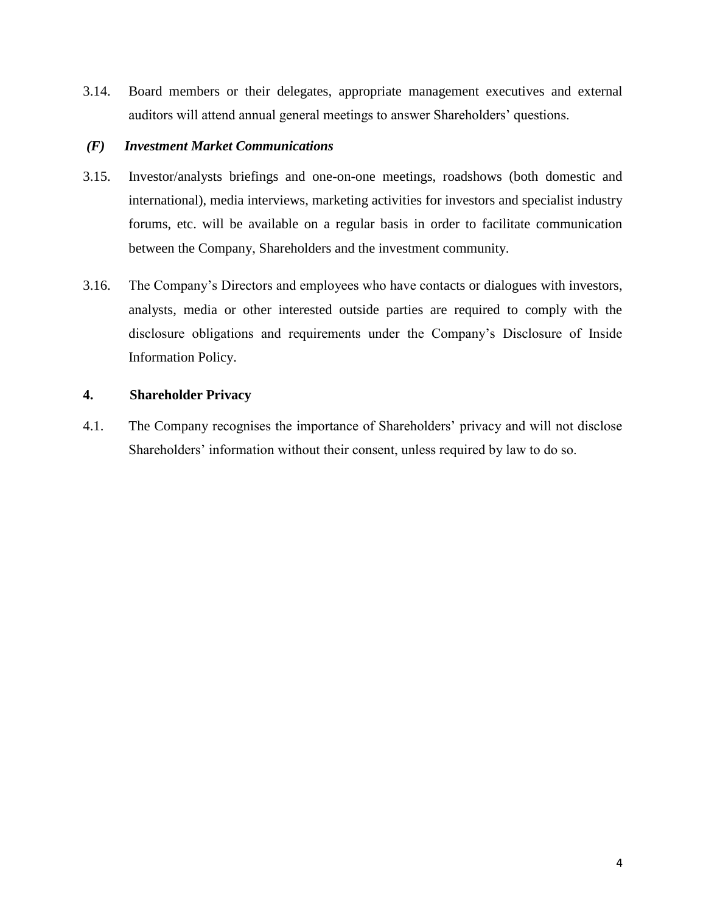3.14. Board members or their delegates, appropriate management executives and external auditors will attend annual general meetings to answer Shareholders' questions.

### *(F) Investment Market Communications*

3.15. Investor/analysts briefings and one-on-one meetings, roadshows (both domestic and international), media interviews, marketing activities for investors and specialist industry forums, etc. will be available on a regular basis in order to facilitate communication between the Company, Shareholders and the investment community.

3.16. The Company's Directors and employees who have contacts or dialogues with investors, analysts, media or other interested outside parties are required to comply with the disclosure obligations and requirements under the Company's Disclosure of Inside Information Policy.

## 4. Shareholder Privacy

4.1. The Company recognises the importance of Shareholders' privacy and will not disclose Shareholders' information without their consent, unless required by law to do so.